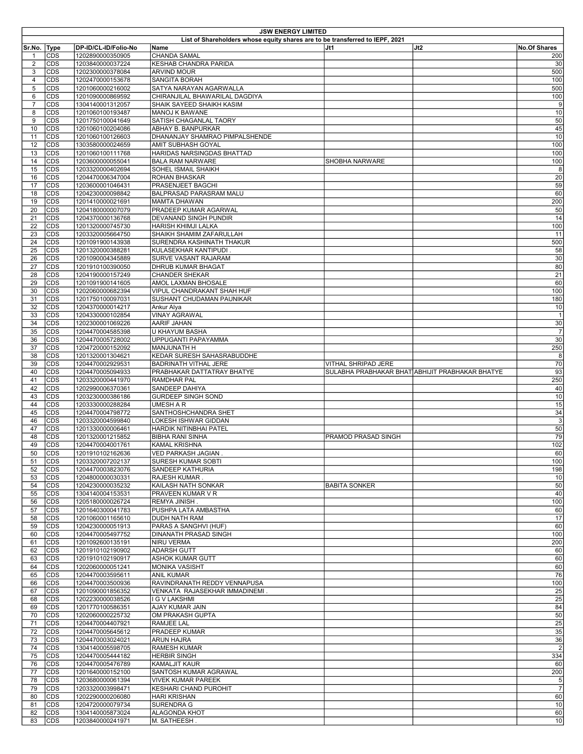# JSW ENERGY LIMITED

## List of Shareholders whose equity shares are to be transferred to IEPF, 2021

| Sr.No. | Type | DP-ID/CL-ID/Folio-No | Name | Jt1 | Jt2 | No.Of Shares |
|---|---|---|---|---|---|---|
| 1 | CDS | 1202890000350905 | CHANDA SAMAL | | | 200 |
| 2 | CDS | 1203840000037224 | KESHAB CHANDRA PARIDA | | | 30 |
| 3 | CDS | 1202300000378084 | ARVIND MOUR | | | 500 |
| 4 | CDS | 1202470000153678 | SANGITA BORAH | | | 100 |
| 5 | CDS | 1201060000216002 | SATYA NARAYAN AGARWALLA | | | 500 |
| 6 | CDS | 1201090000869592 | CHIRANJILAL BHAWARILAL DAGDIYA | | | 100 |
| 7 | CDS | 1304140001312057 | SHAIK SAYEED SHAIKH KASIM | | | 9 |
| 8 | CDS | 1201060100193487 | MANOJ K BAWANE | | | 10 |
| 9 | CDS | 1201750100041649 | SATISH CHAGANLAL TAORY | | | 50 |
| 10 | CDS | 1201060100204086 | ABHAY B. BANPURKAR | | | 45 |
| 11 | CDS | 1201060100126603 | DHANANJAY SHAMRAO PIMPALSHENDE | | | 10 |
| 12 | CDS | 1303580000024659 | AMIT SUBHASH GOYAL | | | 100 |
| 13 | CDS | 1201060100111768 | HARIDAS NARSINGDAS BHATTAD | | | 100 |
| 14 | CDS | 1203600000055041 | BALA RAM NARWARE | SHOBHA NARWARE | | 100 |
| 15 | CDS | 1203320000402694 | SOHEL ISMAIL SHAIKH | | | 8 |
| 16 | CDS | 1204470006347004 | ROHAN BHASKAR | | | 20 |
| 17 | CDS | 1203600001046431 | PRASENJEET BAGCHI | | | 59 |
| 18 | CDS | 1204230000098842 | BALPRASAD PARASRAM MALU | | | 60 |
| 19 | CDS | 1201410000021691 | MAMTA DHAWAN | | | 200 |
| 20 | CDS | 1204180000007079 | PRADEEP KUMAR AGARWAL | | | 50 |
| 21 | CDS | 1204370000136768 | DEVANAND SINGH PUNDIR | | | 14 |
| 22 | CDS | 1201320000745730 | HARISH KHIMJI LALKA | | | 100 |
| 23 | CDS | 1203320005664750 | SHAIKH SHAMIM ZAFARULLAH | | | 11 |
| 24 | CDS | 1201091900143938 | SURENDRA KASHINATH THAKUR | | | 500 |
| 25 | CDS | 1201320000388281 | KULASEKHAR KANTIPUDI . | | | 58 |
| 26 | CDS | 1201090004345889 | SURVE VASANT RAJARAM | | | 30 |
| 27 | CDS | 1201910100390050 | DHRUB KUMAR BHAGAT | | | 80 |
| 28 | CDS | 1204190000157249 | CHANDER SHEKAR | | | 21 |
| 29 | CDS | 1201091900141605 | AMOL LAXMAN BHOSALE | | | 60 |
| 30 | CDS | 1202060000682394 | VIPUL CHANDRAKANT SHAH HUF | | | 100 |
| 31 | CDS | 1201750100097031 | SUSHANT CHUDAMAN PAUNIKAR | | | 180 |
| 32 | CDS | 1204370000014217 | Ankur Alya | | | 10 |
| 33 | CDS | 1204330000102854 | VINAY AGRAWAL | | | 1 |
| 34 | CDS | 1202300001069226 | AARIF JAHAN | | | 30 |
| 35 | CDS | 1204470004585398 | U KHAYUM BASHA | | | 7 |
| 36 | CDS | 1204470005728002 | UPPUGANTI PAPAYAMMA | | | 30 |
| 37 | CDS | 1204720000152092 | MANJUNATH H | | | 250 |
| 38 | CDS | 1201320001304621 | KEDAR SURESH SAHASRABUDDHE | | | 8 |
| 39 | CDS | 1204470002929531 | BADRINATH VITHAL JERE | VITHAL SHRIPAD JERE | | 70 |
| 40 | CDS | 1204470005094933 | PRABHAKAR DATTATRAY BHATYE | SULABHA PRABHAKAR BHAT | ABHIJIT PRABHAKAR BHATYE | 93 |
| 41 | CDS | 1203320000441970 | RAMDHAR PAL | | | 250 |
| 42 | CDS | 1202990006370361 | SANDEEP DAHIYA | | | 40 |
| 43 | CDS | 1203230000386186 | GURDEEP SINGH SOND | | | 10 |
| 44 | CDS | 1203330000288284 | UMESH A R | | | 15 |
| 45 | CDS | 1204470004798772 | SANTHOSHCHANDRA SHET | | | 34 |
| 46 | CDS | 1203320004599840 | LOKESH ISHWAR GIDDAN | | | 3 |
| 47 | CDS | 1201330000006461 | HARDIK NITINBHAI PATEL | | | 50 |
| 48 | CDS | 1201320001215852 | BIBHA RANI SINHA | PRAMOD PRASAD SINGH | | 79 |
| 49 | CDS | 1204470004001761 | KAMAL KRISHNA | | | 102 |
| 50 | CDS | 1201910102162636 | VED PARKASH JAGIAN . | | | 60 |
| 51 | CDS | 1203320007202137 | SURESH KUMAR SOBTI | | | 100 |
| 52 | CDS | 1204470003823076 | SANDEEP KATHURIA | | | 198 |
| 53 | CDS | 1204800000030331 | RAJESH KUMAR . | | | 10 |
| 54 | CDS | 1204230000035232 | KAILASH NATH SONKAR | BABITA SONKER | | 50 |
| 55 | CDS | 1304140004153531 | PRAVEEN KUMAR V R | | | 40 |
| 56 | CDS | 1205180000026724 | REMYA JINISH . | | | 100 |
| 57 | CDS | 1201640300041783 | PUSHPA LATA AMBASTHA | | | 60 |
| 58 | CDS | 1201060001165610 | DUDH NATH RAM | | | 17 |
| 59 | CDS | 1204230000051913 | PARAS A SANGHVI (HUF) | | | 60 |
| 60 | CDS | 1204470005497752 | DINANATH PRASAD SINGH | | | 100 |
| 61 | CDS | 1201092600135191 | NIRU VERMA | | | 200 |
| 62 | CDS | 1201910102190902 | ADARSH GUTT | | | 60 |
| 63 | CDS | 1201910102190917 | ASHOK KUMAR GUTT | | | 60 |
| 64 | CDS | 1202060000051241 | MONIKA VASISHT | | | 60 |
| 65 | CDS | 1204470003595611 | ANIL KUMAR | | | 76 |
| 66 | CDS | 1204470003500936 | RAVINDRANATH REDDY VENNAPUSA | | | 100 |
| 67 | CDS | 1201090001856352 | VENKATA RAJASEKHAR IMMADINEMI . | | | 25 |
| 68 | CDS | 1202230000038526 | I G V LAKSHMI | | | 25 |
| 69 | CDS | 1201770100586351 | AJAY KUMAR JAIN | | | 84 |
| 70 | CDS | 1202060000225732 | OM PRAKASH GUPTA | | | 50 |
| 71 | CDS | 1204470004407921 | RAMJEE LAL | | | 25 |
| 72 | CDS | 1204470005645612 | PRADEEP KUMAR | | | 35 |
| 73 | CDS | 1204470003024021 | ARUN HAJRA | | | 36 |
| 74 | CDS | 1304140005598705 | RAMESH KUMAR | | | 2 |
| 75 | CDS | 1204470005444182 | HERBIR SINGH | | | 334 |
| 76 | CDS | 1204470005476789 | KAMALJIT KAUR | | | 60 |
| 77 | CDS | 1201640000152100 | SANTOSH KUMAR AGRAWAL | | | 200 |
| 78 | CDS | 1203680000061394 | VIVEK KUMAR PAREEK | | | 5 |
| 79 | CDS | 1203320003998471 | KESHARI CHAND PUROHIT | | | 7 |
| 80 | CDS | 1202290000206080 | HARI KRISHAN | | | 60 |
| 81 | CDS | 1204720000079734 | SURENDRA G | | | 10 |
| 82 | CDS | 1304140005873024 | ALAGONDA KHOT | | | 60 |
| 83 | CDS | 1203840000241971 | M. SATHEESH . | | | 10 |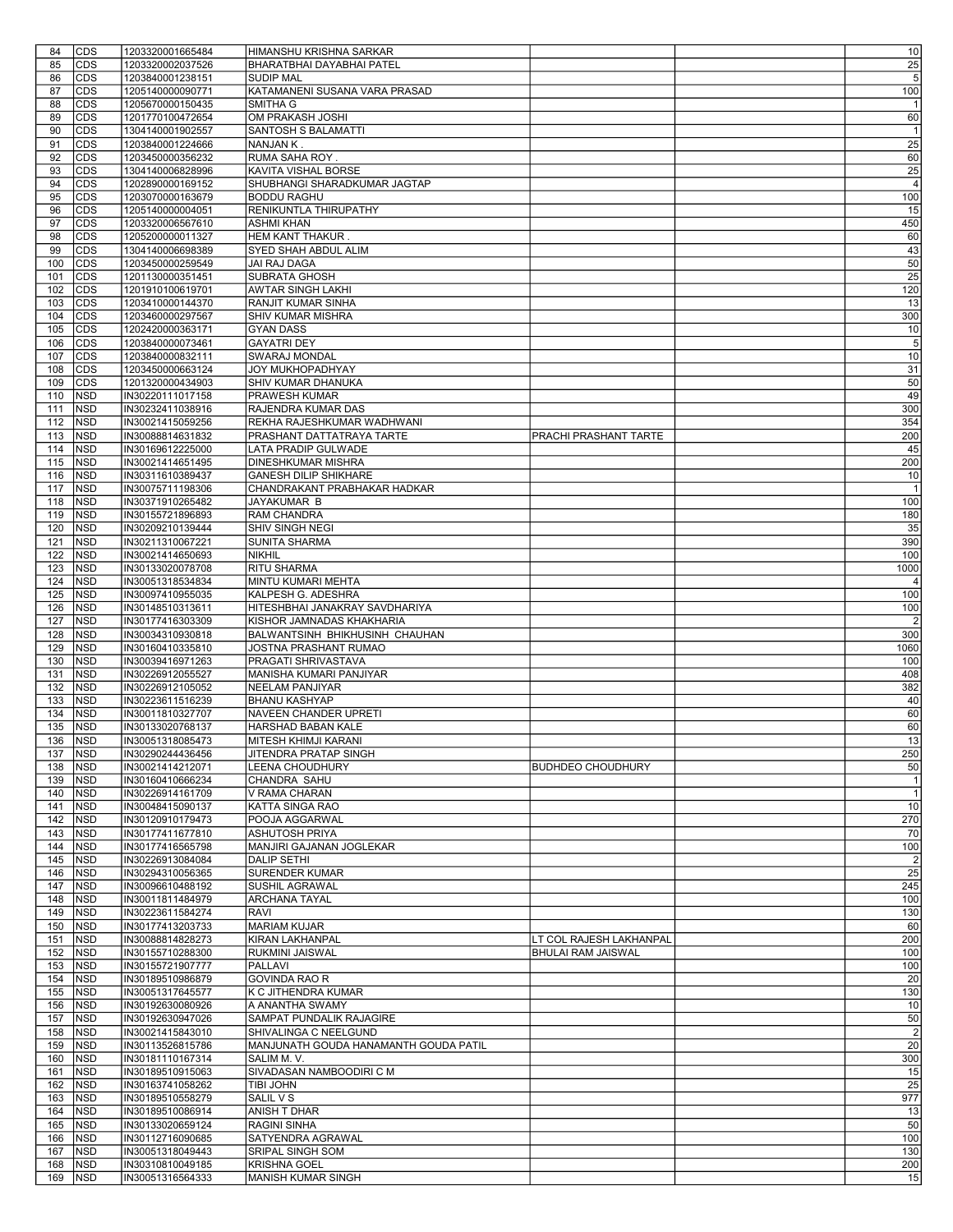| | | | | | | |
|---|---|---|---|---|---|---|
| 84 | CDS | 1203320001665484 | HIMANSHU KRISHNA SARKAR | | | 10 |
| 85 | CDS | 1203320002037526 | BHARATBHAI DAYABHAI PATEL | | | 25 |
| 86 | CDS | 1203840001238151 | SUDIP MAL | | | 5 |
| 87 | CDS | 1205140000090771 | KATAMANENI SUSANA VARA PRASAD | | | 100 |
| 88 | CDS | 1205670000150435 | SMITHA G | | | 1 |
| 89 | CDS | 1201770100472654 | OM PRAKASH JOSHI | | | 60 |
| 90 | CDS | 1304140001902557 | SANTOSH S BALAMATTI | | | 1 |
| 91 | CDS | 1203840001224666 | NANJAN K . | | | 25 |
| 92 | CDS | 1203450000356232 | RUMA SAHA ROY . | | | 60 |
| 93 | CDS | 1304140006828996 | KAVITA VISHAL BORSE | | | 25 |
| 94 | CDS | 1202890000169152 | SHUBHANGI SHARADKUMAR JAGTAP | | | 4 |
| 95 | CDS | 1203070000163679 | BODDU RAGHU | | | 100 |
| 96 | CDS | 1205140000004051 | RENIKUNTLA THIRUPATHY | | | 15 |
| 97 | CDS | 1203320006567610 | ASHMI KHAN | | | 450 |
| 98 | CDS | 1205200000011327 | HEM KANT THAKUR . | | | 60 |
| 99 | CDS | 1304140006698389 | SYED SHAH ABDUL ALIM | | | 43 |
| 100 | CDS | 1203450000259549 | JAI RAJ DAGA | | | 50 |
| 101 | CDS | 1201130000351451 | SUBRATA GHOSH | | | 25 |
| 102 | CDS | 1201910100619701 | AWTAR SINGH LAKHI | | | 120 |
| 103 | CDS | 1203410000144370 | RANJIT KUMAR SINHA | | | 13 |
| 104 | CDS | 1203460000297567 | SHIV KUMAR MISHRA | | | 300 |
| 105 | CDS | 1202420000363171 | GYAN DASS | | | 10 |
| 106 | CDS | 1203840000073461 | GAYATRI DEY | | | 5 |
| 107 | CDS | 1203840000832111 | SWARAJ MONDAL | | | 10 |
| 108 | CDS | 1203450000663124 | JOY MUKHOPADHYAY | | | 31 |
| 109 | CDS | 1201320000434903 | SHIV KUMAR DHANUKA | | | 50 |
| 110 | NSD | IN30220111017158 | PRAWESH KUMAR | | | 49 |
| 111 | NSD | IN30232411038916 | RAJENDRA KUMAR DAS | | | 300 |
| 112 | NSD | IN30021415059256 | REKHA RAJESHKUMAR WADHWANI | | | 354 |
| 113 | NSD | IN30088814631832 | PRASHANT DATTATRAYA TARTE | PRACHI PRASHANT TARTE | | 200 |
| 114 | NSD | IN30169612225000 | LATA PRADIP GULWADE | | | 45 |
| 115 | NSD | IN30021414651495 | DINESHKUMAR MISHRA | | | 200 |
| 116 | NSD | IN30311610389437 | GANESH DILIP SHIKHARE | | | 10 |
| 117 | NSD | IN30075711198306 | CHANDRAKANT PRABHAKAR HADKAR | | | 1 |
| 118 | NSD | IN30371910265482 | JAYAKUMAR B | | | 100 |
| 119 | NSD | IN30155721896893 | RAM CHANDRA | | | 180 |
| 120 | NSD | IN30209210139444 | SHIV SINGH NEGI | | | 35 |
| 121 | NSD | IN30211310067221 | SUNITA SHARMA | | | 390 |
| 122 | NSD | IN30021414650693 | NIKHIL | | | 100 |
| 123 | NSD | IN30133020078708 | RITU SHARMA | | | 1000 |
| 124 | NSD | IN30051318534834 | MINTU KUMARI MEHTA | | | 4 |
| 125 | NSD | IN30097410955035 | KALPESH G. ADESHRA | | | 100 |
| 126 | NSD | IN30148510313611 | HITESHBHAI JANAKRAY SAVDHARIYA | | | 100 |
| 127 | NSD | IN30177416303309 | KISHOR JAMNADAS KHAKHARIA | | | 2 |
| 128 | NSD | IN30034310930818 | BALWANTSINH BHIKHUSINH CHAUHAN | | | 300 |
| 129 | NSD | IN30160410335810 | JOSTNA PRASHANT RUMAO | | | 1060 |
| 130 | NSD | IN30039416971263 | PRAGATI SHRIVASTAVA | | | 100 |
| 131 | NSD | IN30226912055527 | MANISHA KUMARI PANJIYAR | | | 408 |
| 132 | NSD | IN30226912105052 | NEELAM PANJIYAR | | | 382 |
| 133 | NSD | IN30223611516239 | BHANU KASHYAP | | | 40 |
| 134 | NSD | IN30011810327707 | NAVEEN CHANDER UPRETI | | | 60 |
| 135 | NSD | IN30133020768137 | HARSHAD BABAN KALE | | | 60 |
| 136 | NSD | IN30051318085473 | MITESH KHIMJI KARANI | | | 13 |
| 137 | NSD | IN30290244436456 | JITENDRA PRATAP SINGH | | | 250 |
| 138 | NSD | IN30021414212071 | LEENA CHOUDHURY | BUDHDEO CHOUDHURY | | 50 |
| 139 | NSD | IN30160410666234 | CHANDRA SAHU | | | 1 |
| 140 | NSD | IN30226914161709 | V RAMA CHARAN | | | 1 |
| 141 | NSD | IN30048415090137 | KATTA SINGA RAO | | | 10 |
| 142 | NSD | IN30120910179473 | POOJA AGGARWAL | | | 270 |
| 143 | NSD | IN30177411677810 | ASHUTOSH PRIYA | | | 70 |
| 144 | NSD | IN30177416565798 | MANJIRI GAJANAN JOGLEKAR | | | 100 |
| 145 | NSD | IN30226913084084 | DALIP SETHI | | | 2 |
| 146 | NSD | IN30294310056365 | SURENDER KUMAR | | | 25 |
| 147 | NSD | IN30096610488192 | SUSHIL AGRAWAL | | | 245 |
| 148 | NSD | IN30011811484979 | ARCHANA TAYAL | | | 100 |
| 149 | NSD | IN30223611584274 | RAVI | | | 130 |
| 150 | NSD | IN30177413203733 | MARIAM KUJAR | | | 60 |
| 151 | NSD | IN30088814828273 | KIRAN LAKHANPAL | LT COL RAJESH LAKHANPAL | | 200 |
| 152 | NSD | IN30155710288300 | RUKMINI JAISWAL | BHULAI RAM JAISWAL | | 100 |
| 153 | NSD | IN30155721907777 | PALLAVI | | | 100 |
| 154 | NSD | IN30189510986879 | GOVINDA RAO R | | | 20 |
| 155 | NSD | IN30051317645577 | K C JITHENDRA KUMAR | | | 130 |
| 156 | NSD | IN30192630080926 | A ANANTHA SWAMY | | | 10 |
| 157 | NSD | IN30192630947026 | SAMPAT PUNDALIK RAJAGIRE | | | 50 |
| 158 | NSD | IN30021415843010 | SHIVALINGA C NEELGUND | | | 2 |
| 159 | NSD | IN30113526815786 | MANJUNATH GOUDA HANAMANTH GOUDA PATIL | | | 20 |
| 160 | NSD | IN30181110167314 | SALIM M. V. | | | 300 |
| 161 | NSD | IN30189510915063 | SIVADASAN NAMBOODIRI C M | | | 15 |
| 162 | NSD | IN30163741058262 | TIBI JOHN | | | 25 |
| 163 | NSD | IN30189510558279 | SALIL V S | | | 977 |
| 164 | NSD | IN30189510086914 | ANISH T DHAR | | | 13 |
| 165 | NSD | IN30133020659124 | RAGINI SINHA | | | 50 |
| 166 | NSD | IN30112716090685 | SATYENDRA AGRAWAL | | | 100 |
| 167 | NSD | IN30051318049443 | SRIPAL SINGH SOM | | | 130 |
| 168 | NSD | IN30310810049185 | KRISHNA GOEL | | | 200 |
| 169 | NSD | IN30051316564333 | MANISH KUMAR SINGH | | | 15 |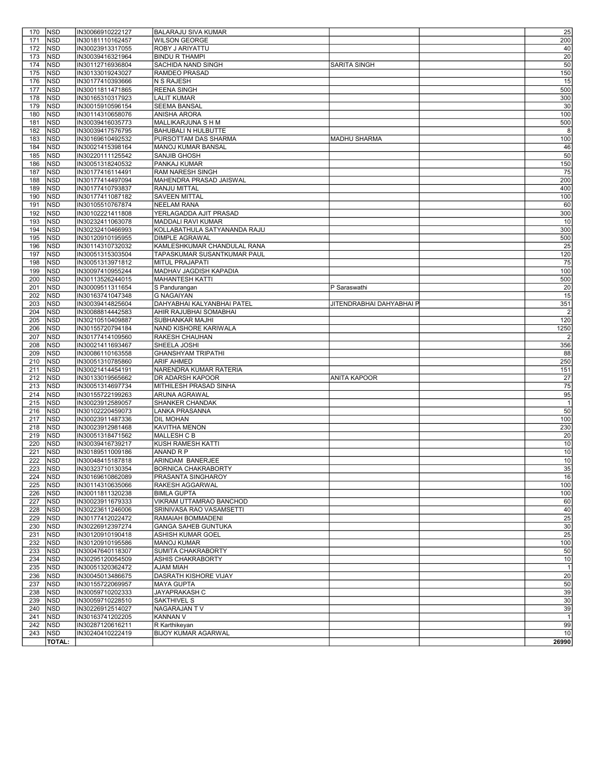| | | | | | | |
|---|---|---|---|---|---|---|
| 170 | NSD | IN30066910222127 | BALARAJU SIVA KUMAR | | | 25 |
| 171 | NSD | IN30181110162457 | WILSON GEORGE | | | 200 |
| 172 | NSD | IN30023913317055 | ROBY J ARIYATTU | | | 40 |
| 173 | NSD | IN30039416321964 | BINDU R THAMPI | | | 20 |
| 174 | NSD | IN30112716936804 | SACHIDA NAND SINGH | SARITA SINGH | | 50 |
| 175 | NSD | IN30133019243027 | RAMDEO PRASAD | | | 150 |
| 176 | NSD | IN30177410393666 | N S RAJESH | | | 15 |
| 177 | NSD | IN30011811471865 | REENA SINGH | | | 500 |
| 178 | NSD | IN30165310317923 | LALIT KUMAR | | | 300 |
| 179 | NSD | IN30015910596154 | SEEMA BANSAL | | | 30 |
| 180 | NSD | IN30114310658076 | ANISHA ARORA | | | 100 |
| 181 | NSD | IN30039416035773 | MALLIKARJUNA S H M | | | 500 |
| 182 | NSD | IN30039417576795 | BAHUBALI N HULBUTTE | | | 8 |
| 183 | NSD | IN30169610492532 | PURSOTTAM DAS SHARMA | MADHU SHARMA | | 100 |
| 184 | NSD | IN30021415398164 | MANOJ KUMAR BANSAL | | | 46 |
| 185 | NSD | IN30220111125542 | SANJIB GHOSH | | | 50 |
| 186 | NSD | IN30051318240532 | PANKAJ KUMAR | | | 150 |
| 187 | NSD | IN30177416114491 | RAM NARESH SINGH | | | 75 |
| 188 | NSD | IN30177414497094 | MAHENDRA PRASAD JAISWAL | | | 200 |
| 189 | NSD | IN30177410793837 | RANJU MITTAL | | | 400 |
| 190 | NSD | IN30177411087182 | SAVEEN MITTAL | | | 100 |
| 191 | NSD | IN30105510767874 | NEELAM RANA | | | 60 |
| 192 | NSD | IN30102221411808 | YERLAGADDA AJIT PRASAD | | | 300 |
| 193 | NSD | IN30232411063078 | MADDALI RAVI KUMAR | | | 10 |
| 194 | NSD | IN30232410466993 | KOLLABATHULA SATYANANDA RAJU | | | 300 |
| 195 | NSD | IN30120910195955 | DIMPLE AGRAWAL | | | 500 |
| 196 | NSD | IN30114310732032 | KAMLESHKUMAR CHANDULAL RANA | | | 25 |
| 197 | NSD | IN30051315303504 | TAPASKUMAR SUSANTKUMAR PAUL | | | 120 |
| 198 | NSD | IN30051313971812 | MITUL PRAJAPATI | | | 75 |
| 199 | NSD | IN30097410955244 | MADHAV JAGDISH KAPADIA | | | 100 |
| 200 | NSD | IN30113526244015 | MAHANTESH KATTI | | | 500 |
| 201 | NSD | IN30009511311654 | S Pandurangan | P Saraswathi | | 20 |
| 202 | NSD | IN30163741047348 | G NAGAIYAN | | | 15 |
| 203 | NSD | IN30039414825604 | DAHYABHAI KALYANBHAI PATEL | JITENDRABHAI DAHYABHAI P | | 351 |
| 204 | NSD | IN30088814442583 | AHIR RAJUBHAI SOMABHAI | | | 2 |
| 205 | NSD | IN30210510409887 | SUBHANKAR MAJHI | | | 120 |
| 206 | NSD | IN30155720794184 | NAND KISHORE KARIWALA | | | 1250 |
| 207 | NSD | IN30177414109560 | RAKESH CHAUHAN | | | 2 |
| 208 | NSD | IN30021411693467 | SHEELA JOSHI | | | 356 |
| 209 | NSD | IN30086110163558 | GHANSHYAM TRIPATHI | | | 88 |
| 210 | NSD | IN30051310785860 | ARIF AHMED | | | 250 |
| 211 | NSD | IN30021414454191 | NARENDRA KUMAR RATERIA | | | 151 |
| 212 | NSD | IN30133019565662 | DR ADARSH KAPOOR | ANITA KAPOOR | | 27 |
| 213 | NSD | IN30051314697734 | MITHILESH PRASAD SINHA | | | 75 |
| 214 | NSD | IN30155722199263 | ARUNA AGRAWAL | | | 95 |
| 215 | NSD | IN30023912589057 | SHANKER CHANDAK | | | 1 |
| 216 | NSD | IN30102220459073 | LANKA PRASANNA | | | 50 |
| 217 | NSD | IN30023911487336 | DIL MOHAN | | | 100 |
| 218 | NSD | IN30023912981468 | KAVITHA MENON | | | 230 |
| 219 | NSD | IN30051318471562 | MALLESH C B | | | 20 |
| 220 | NSD | IN30039416739217 | KUSH RAMESH KATTI | | | 10 |
| 221 | NSD | IN30189511009186 | ANAND R P | | | 10 |
| 222 | NSD | IN30048415187818 | ARINDAM BANERJEE | | | 10 |
| 223 | NSD | IN30323710130354 | BORNICA CHAKRABORTY | | | 35 |
| 224 | NSD | IN30169610862089 | PRASANTA SINGHAROY | | | 16 |
| 225 | NSD | IN30114310635066 | RAKESH AGGARWAL | | | 100 |
| 226 | NSD | IN30011811320238 | BIMLA GUPTA | | | 100 |
| 227 | NSD | IN30023911679333 | VIKRAM UTTAMRAO BANCHOD | | | 60 |
| 228 | NSD | IN30223611246006 | SRINIVASA RAO VASAMSETTI | | | 40 |
| 229 | NSD | IN30177412022472 | RAMAIAH BOMMADENI | | | 25 |
| 230 | NSD | IN30226912397274 | GANGA SAHEB GUNTUKA | | | 30 |
| 231 | NSD | IN30120910190418 | ASHISH KUMAR GOEL | | | 25 |
| 232 | NSD | IN30120910195586 | MANOJ KUMAR | | | 100 |
| 233 | NSD | IN30047640118307 | SUMITA CHAKRABORTY | | | 50 |
| 234 | NSD | IN30295120054509 | ASHIS CHAKRABORTY | | | 10 |
| 235 | NSD | IN30051320362472 | AJAM MIAH | | | 1 |
| 236 | NSD | IN30045013486675 | DASRATH KISHORE VIJAY | | | 20 |
| 237 | NSD | IN30155722069957 | MAYA GUPTA | | | 50 |
| 238 | NSD | IN30059710202333 | JAYAPRAKASH C | | | 39 |
| 239 | NSD | IN30059710228510 | SAKTHIVEL S | | | 30 |
| 240 | NSD | IN30226912514027 | NAGARAJAN T V | | | 39 |
| 241 | NSD | IN30163741202205 | KANNAN V | | | 1 |
| 242 | NSD | IN30287120616211 | R Karthikeyan | | | 99 |
| 243 | NSD | IN30240410222419 | BIJOY KUMAR AGARWAL | | | 10 |
| | **TOTAL:** | | | | | **26990** |